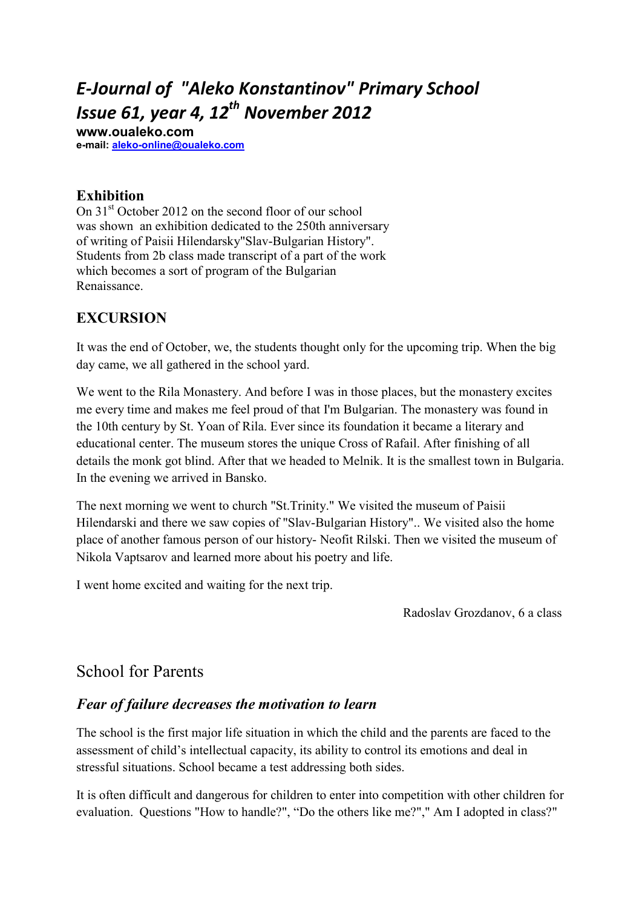# *E-Journal of "Aleko Konstantinov" Primary School*
# *Issue 61, year 4, 12th November 2012*

**www.oualeko.com**
**e-mail: aleko-online@oualeko.com**

## Exhibition

On 31st October 2012 on the second floor of our school was shown an exhibition dedicated to the 250th anniversary of writing of Paisii Hilendarsky"Slav-Bulgarian History". Students from 2b class made transcript of a part of the work which becomes a sort of program of the Bulgarian Renaissance.

## EXCURSION

It was the end of October, we, the students thought only for the upcoming trip. When the big day came, we all gathered in the school yard.

We went to the Rila Monastery. And before I was in those places, but the monastery excites me every time and makes me feel proud of that I'm Bulgarian. The monastery was found in the 10th century by St. Yoan of Rila. Ever since its foundation it became a literary and educational center. The museum stores the unique Cross of Rafail. After finishing of all details the monk got blind. After that we headed to Melnik. It is the smallest town in Bulgaria. In the evening we arrived in Bansko.

The next morning we went to church "St.Trinity." We visited the museum of Paisii Hilendarski and there we saw copies of "Slav-Bulgarian History".. We visited also the home place of another famous person of our history- Neofit Rilski. Then we visited the museum of Nikola Vaptsarov and learned more about his poetry and life.

I went home excited and waiting for the next trip.

Radoslav Grozdanov, 6 a class

## School for Parents

### *Fear of failure decreases the motivation to learn*

The school is the first major life situation in which the child and the parents are faced to the assessment of child's intellectual capacity, its ability to control its emotions and deal in stressful situations. School became a test addressing both sides.

It is often difficult and dangerous for children to enter into competition with other children for evaluation. Questions "How to handle?", "Do the others like me?"," Am I adopted in class?"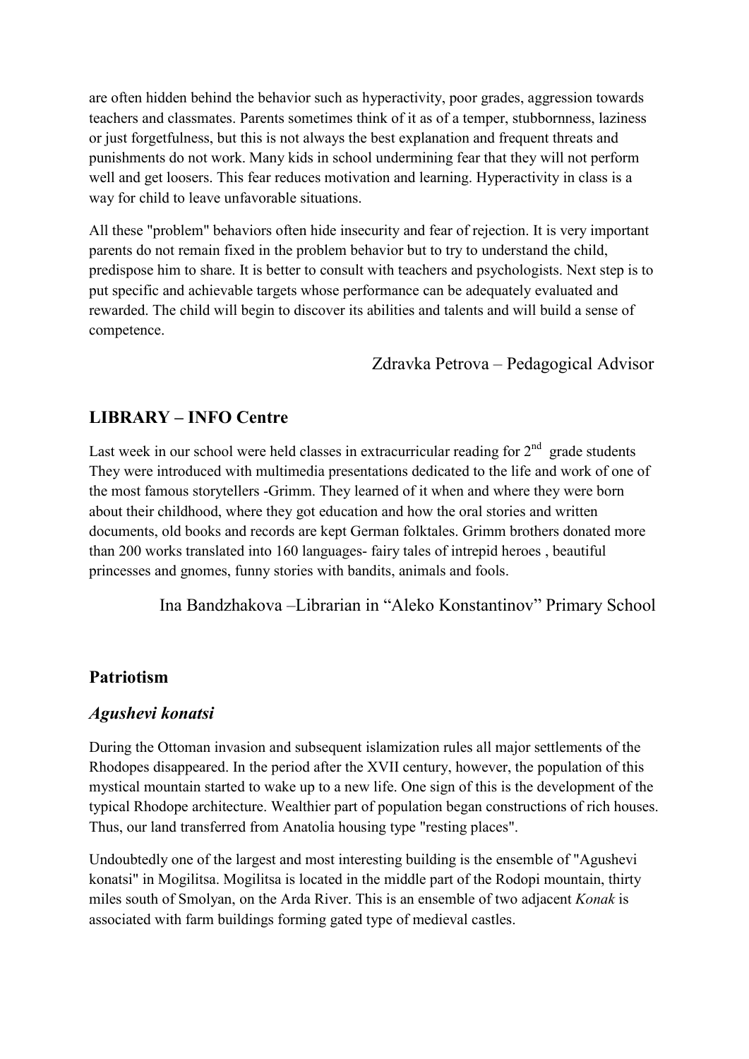are often hidden behind the behavior such as hyperactivity, poor grades, aggression towards teachers and classmates. Parents sometimes think of it as of a temper, stubbornness, laziness or just forgetfulness, but this is not always the best explanation and frequent threats and punishments do not work. Many kids in school undermining fear that they will not perform well and get loosers. This fear reduces motivation and learning. Hyperactivity in class is a way for child to leave unfavorable situations.

All these "problem" behaviors often hide insecurity and fear of rejection. It is very important parents do not remain fixed in the problem behavior but to try to understand the child, predispose him to share. It is better to consult with teachers and psychologists. Next step is to put specific and achievable targets whose performance can be adequately evaluated and rewarded. The child will begin to discover its abilities and talents and will build a sense of competence.

Zdravka Petrova – Pedagogical Advisor

## LIBRARY – INFO Centre

Last week in our school were held classes in extracurricular reading for 2nd grade students They were introduced with multimedia presentations dedicated to the life and work of one of the most famous storytellers -Grimm. They learned of it when and where they were born about their childhood, where they got education and how the oral stories and written documents, old books and records are kept German folktales. Grimm brothers donated more than 200 works translated into 160 languages- fairy tales of intrepid heroes , beautiful princesses and gnomes, funny stories with bandits, animals and fools.

Ina Bandzhakova –Librarian in "Aleko Konstantinov" Primary School

## Patriotism

### *Agushevi konatsi*

During the Ottoman invasion and subsequent islamization rules all major settlements of the Rhodopes disappeared. In the period after the XVII century, however, the population of this mystical mountain started to wake up to a new life. One sign of this is the development of the typical Rhodope architecture. Wealthier part of population began constructions of rich houses. Thus, our land transferred from Anatolia housing type "resting places".

Undoubtedly one of the largest and most interesting building is the ensemble of "Agushevi konatsi" in Mogilitsa. Mogilitsa is located in the middle part of the Rodopi mountain, thirty miles south of Smolyan, on the Arda River. This is an ensemble of two adjacent *Konak* is associated with farm buildings forming gated type of medieval castles.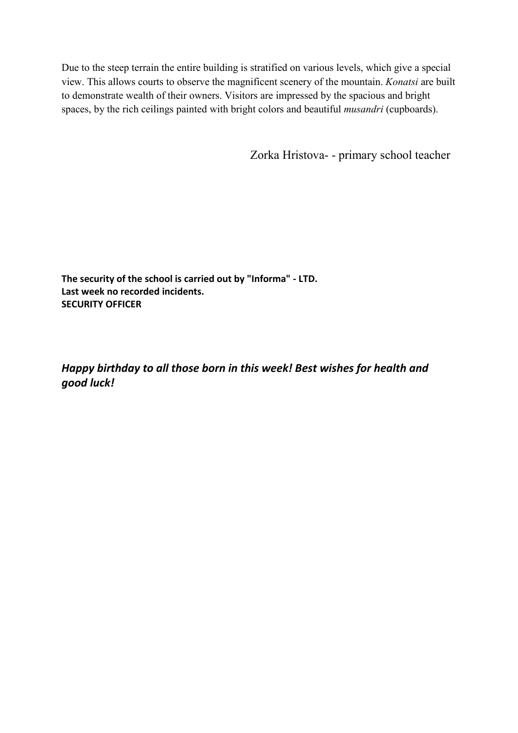Due to the steep terrain the entire building is stratified on various levels, which give a special view. This allows courts to observe the magnificent scenery of the mountain. *Konatsi* are built to demonstrate wealth of their owners. Visitors are impressed by the spacious and bright spaces, by the rich ceilings painted with bright colors and beautiful *musandri* (cupboards).

Zorka Hristova- - primary school teacher

**The security of the school is carried out by "Informa" - LTD.**
**Last week no recorded incidents.**
**SECURITY OFFICER**

***Happy birthday to all those born in this week! Best wishes for health and good luck!***